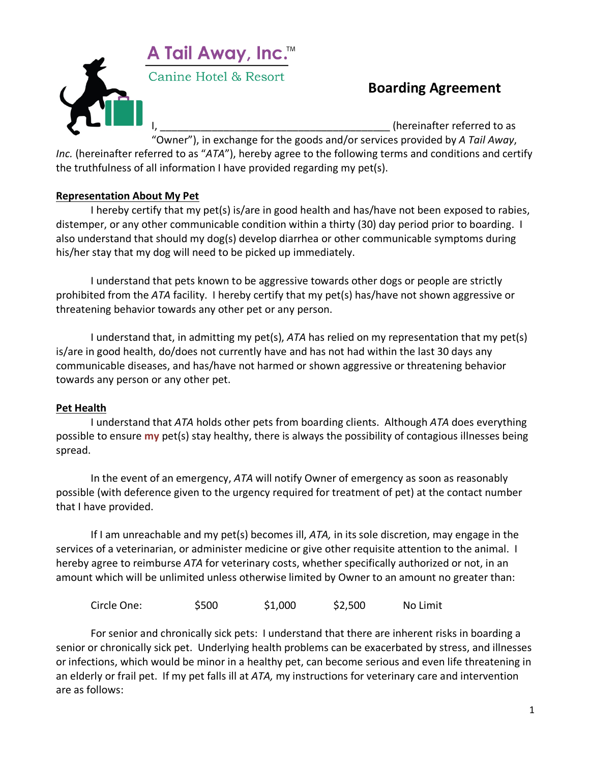A Tail Away, Inc.™

Canine Hotel & Resort

# Boarding Agreement

I, _______________________________________ (hereinafter referred to as "Owner"), in exchange for the goods and/or services provided by *A Tail Away, Inc.* (hereinafter referred to as "*ATA*"), hereby agree to the following terms and conditions and certify the truthfulness of all information I have provided regarding my pet(s).

## Representation About My Pet

I hereby certify that my pet(s) is/are in good health and has/have not been exposed to rabies, distemper, or any other communicable condition within a thirty (30) day period prior to boarding. I also understand that should my dog(s) develop diarrhea or other communicable symptoms during his/her stay that my dog will need to be picked up immediately.

I understand that pets known to be aggressive towards other dogs or people are strictly prohibited from the *ATA* facility. I hereby certify that my pet(s) has/have not shown aggressive or threatening behavior towards any other pet or any person.

I understand that, in admitting my pet(s), *ATA* has relied on my representation that my pet(s) is/are in good health, do/does not currently have and has not had within the last 30 days any communicable diseases, and has/have not harmed or shown aggressive or threatening behavior towards any person or any other pet.

## Pet Health

I understand that *ATA* holds other pets from boarding clients. Although *ATA* does everything possible to ensure **my** pet(s) stay healthy, there is always the possibility of contagious illnesses being spread.

In the event of an emergency, *ATA* will notify Owner of emergency as soon as reasonably possible (with deference given to the urgency required for treatment of pet) at the contact number that I have provided.

If I am unreachable and my pet(s) becomes ill, *ATA,* in its sole discretion, may engage in the services of a veterinarian, or administer medicine or give other requisite attention to the animal. I hereby agree to reimburse *ATA* for veterinary costs, whether specifically authorized or not, in an amount which will be unlimited unless otherwise limited by Owner to an amount no greater than:

Circle One: $500 $1,000 $2,500 No Limit

For senior and chronically sick pets: I understand that there are inherent risks in boarding a senior or chronically sick pet. Underlying health problems can be exacerbated by stress, and illnesses or infections, which would be minor in a healthy pet, can become serious and even life threatening in an elderly or frail pet. If my pet falls ill at *ATA,* my instructions for veterinary care and intervention are as follows: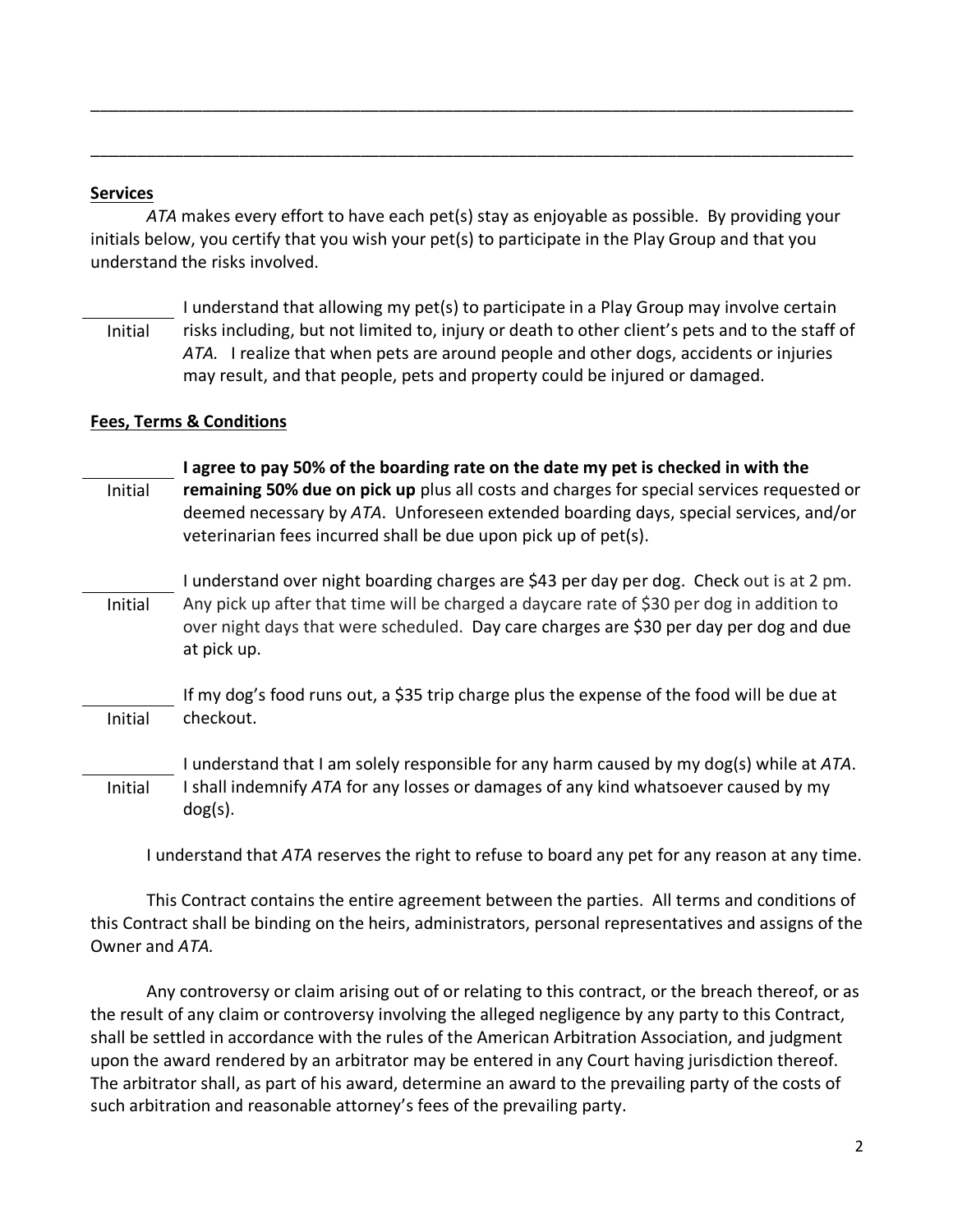\_\_\_\_\_\_\_\_\_\_\_\_\_\_\_\_\_\_\_\_\_\_\_\_\_\_\_\_\_\_\_\_\_\_\_\_\_\_\_\_\_\_\_\_\_\_\_\_\_\_\_\_\_\_\_\_\_\_\_\_\_\_\_\_\_\_\_\_\_\_\_\_\_\_\_\_\_\_

\_\_\_\_\_\_\_\_\_\_\_\_\_\_\_\_\_\_\_\_\_\_\_\_\_\_\_\_\_\_\_\_\_\_\_\_\_\_\_\_\_\_\_\_\_\_\_\_\_\_\_\_\_\_\_\_\_\_\_\_\_\_\_\_\_\_\_\_\_\_\_\_\_\_\_\_\_\_

**Services**

*ATA* makes every effort to have each pet(s) stay as enjoyable as possible. By providing your initials below, you certify that you wish your pet(s) to participate in the Play Group and that you understand the risks involved.

\_\_\_\_\_\_\_\_\_\_ Initial — I understand that allowing my pet(s) to participate in a Play Group may involve certain risks including, but not limited to, injury or death to other client's pets and to the staff of *ATA.* I realize that when pets are around people and other dogs, accidents or injuries may result, and that people, pets and property could be injured or damaged.

**Fees, Terms & Conditions**

\_\_\_\_\_\_\_\_\_\_ Initial — **I agree to pay 50% of the boarding rate on the date my pet is checked in with the remaining 50% due on pick up** plus all costs and charges for special services requested or deemed necessary by *ATA*. Unforeseen extended boarding days, special services, and/or veterinarian fees incurred shall be due upon pick up of pet(s).

\_\_\_\_\_\_\_\_\_\_ Initial — I understand over night boarding charges are $43 per day per dog. Check out is at 2 pm. Any pick up after that time will be charged a daycare rate of $30 per dog in addition to over night days that were scheduled. Day care charges are $30 per day per dog and due at pick up.

\_\_\_\_\_\_\_\_\_\_ Initial — If my dog's food runs out, a $35 trip charge plus the expense of the food will be due at checkout.

\_\_\_\_\_\_\_\_\_\_ Initial — I understand that I am solely responsible for any harm caused by my dog(s) while at *ATA*. I shall indemnify *ATA* for any losses or damages of any kind whatsoever caused by my dog(s).

I understand that *ATA* reserves the right to refuse to board any pet for any reason at any time.

This Contract contains the entire agreement between the parties. All terms and conditions of this Contract shall be binding on the heirs, administrators, personal representatives and assigns of the Owner and *ATA.*

Any controversy or claim arising out of or relating to this contract, or the breach thereof, or as the result of any claim or controversy involving the alleged negligence by any party to this Contract, shall be settled in accordance with the rules of the American Arbitration Association, and judgment upon the award rendered by an arbitrator may be entered in any Court having jurisdiction thereof. The arbitrator shall, as part of his award, determine an award to the prevailing party of the costs of such arbitration and reasonable attorney's fees of the prevailing party.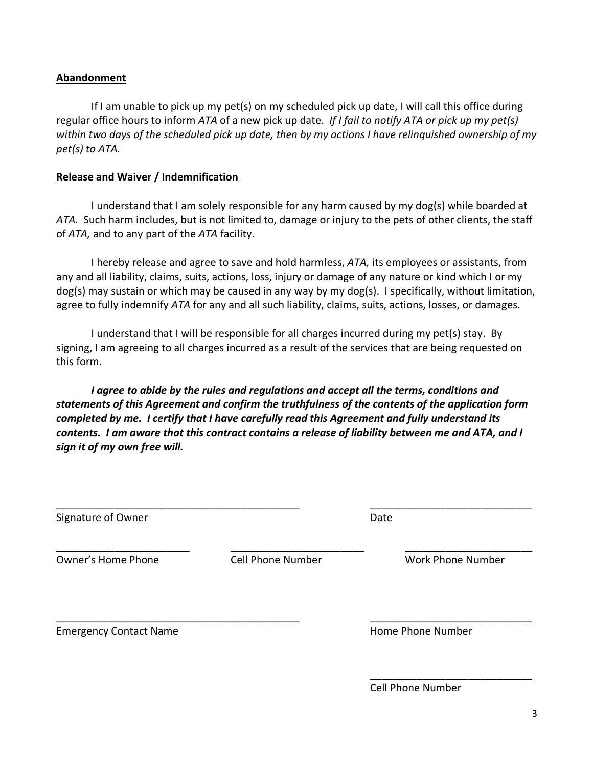**Abandonment**

If I am unable to pick up my pet(s) on my scheduled pick up date, I will call this office during regular office hours to inform *ATA* of a new pick up date. *If I fail to notify ATA or pick up my pet(s) within two days of the scheduled pick up date, then by my actions I have relinquished ownership of my pet(s) to ATA.*

**Release and Waiver / Indemnification**

I understand that I am solely responsible for any harm caused by my dog(s) while boarded at *ATA.* Such harm includes, but is not limited to, damage or injury to the pets of other clients, the staff of *ATA,* and to any part of the *ATA* facility.

I hereby release and agree to save and hold harmless, *ATA,* its employees or assistants, from any and all liability, claims, suits, actions, loss, injury or damage of any nature or kind which I or my dog(s) may sustain or which may be caused in any way by my dog(s). I specifically, without limitation, agree to fully indemnify *ATA* for any and all such liability, claims, suits, actions, losses, or damages.

I understand that I will be responsible for all charges incurred during my pet(s) stay. By signing, I am agreeing to all charges incurred as a result of the services that are being requested on this form.

***I agree to abide by the rules and regulations and accept all the terms, conditions and statements of this Agreement and confirm the truthfulness of the contents of the application form completed by me. I certify that I have carefully read this Agreement and fully understand its contents. I am aware that this contract contains a release of liability between me and ATA, and I sign it of my own free will.***

\_\_\_\_\_\_\_\_\_\_\_\_\_\_\_\_\_\_\_\_\_\_\_\_\_\_\_\_\_\_\_\_\_\_\_\_\_\_\_\_\_\_ &nbsp;&nbsp;&nbsp; \_\_\_\_\_\_\_\_\_\_\_\_\_\_\_\_\_\_\_\_\_\_\_\_\_\_\_\_

Signature of Owner &nbsp;&nbsp;&nbsp; Date

\_\_\_\_\_\_\_\_\_\_\_\_\_\_\_\_\_\_\_\_\_\_\_ &nbsp;&nbsp;&nbsp; \_\_\_\_\_\_\_\_\_\_\_\_\_\_\_\_\_\_\_\_\_\_\_ &nbsp;&nbsp;&nbsp; \_\_\_\_\_\_\_\_\_\_\_\_\_\_\_\_\_\_\_\_\_\_\_

Owner's Home Phone &nbsp;&nbsp;&nbsp; Cell Phone Number &nbsp;&nbsp;&nbsp; Work Phone Number

\_\_\_\_\_\_\_\_\_\_\_\_\_\_\_\_\_\_\_\_\_\_\_\_\_\_\_\_\_\_\_\_\_\_\_\_\_\_\_\_\_\_ &nbsp;&nbsp;&nbsp; \_\_\_\_\_\_\_\_\_\_\_\_\_\_\_\_\_\_\_\_\_\_\_\_\_\_\_\_

Emergency Contact Name &nbsp;&nbsp;&nbsp; Home Phone Number

\_\_\_\_\_\_\_\_\_\_\_\_\_\_\_\_\_\_\_\_\_\_\_\_\_\_\_\_

Cell Phone Number